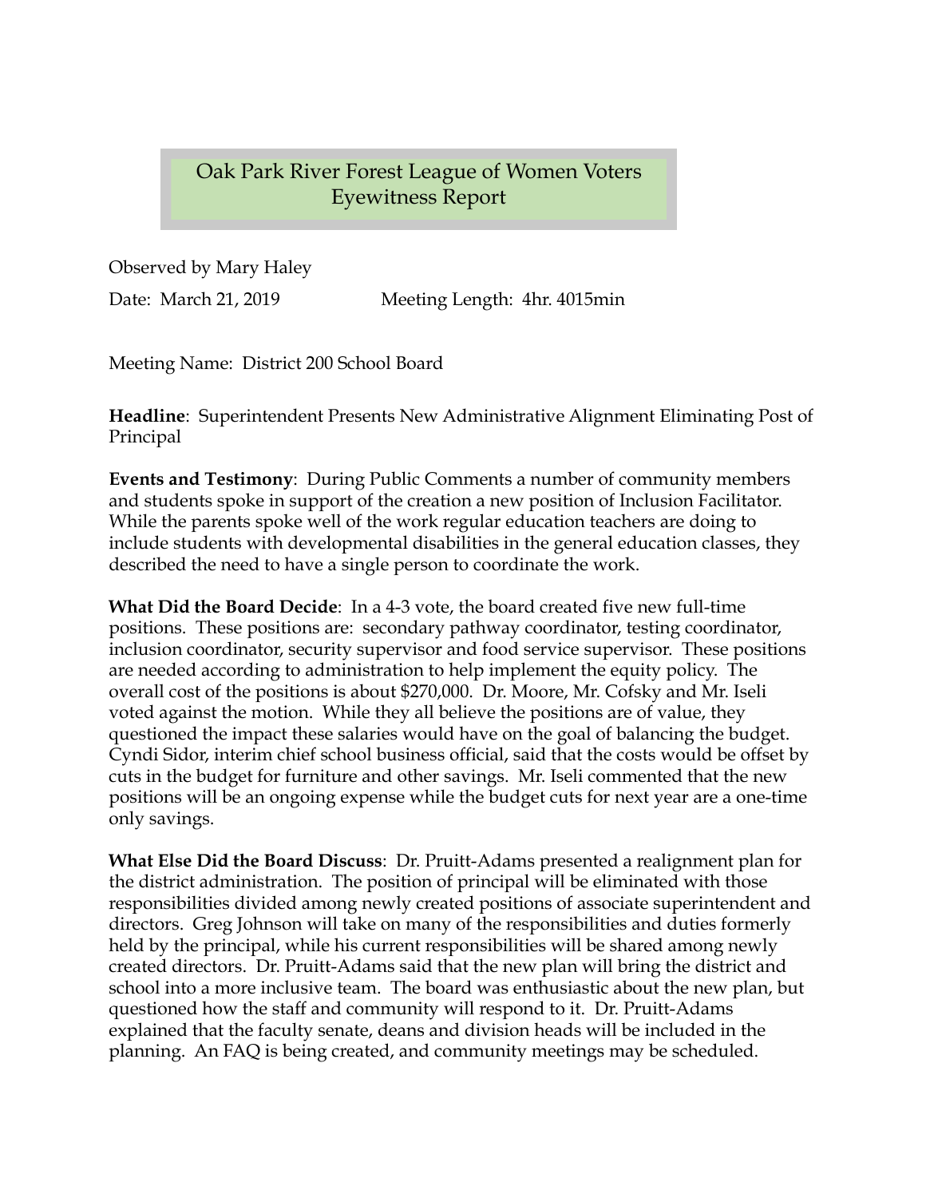# Oak Park River Forest League of Women Voters
## Eyewitness Report

Observed by Mary Haley

Date: March 21, 2019 Meeting Length: 4hr. 4015min

Meeting Name: District 200 School Board

**Headline**: Superintendent Presents New Administrative Alignment Eliminating Post of Principal

**Events and Testimony**: During Public Comments a number of community members and students spoke in support of the creation a new position of Inclusion Facilitator. While the parents spoke well of the work regular education teachers are doing to include students with developmental disabilities in the general education classes, they described the need to have a single person to coordinate the work.

**What Did the Board Decide**: In a 4-3 vote, the board created five new full-time positions. These positions are: secondary pathway coordinator, testing coordinator, inclusion coordinator, security supervisor and food service supervisor. These positions are needed according to administration to help implement the equity policy. The overall cost of the positions is about $270,000. Dr. Moore, Mr. Cofsky and Mr. Iseli voted against the motion. While they all believe the positions are of value, they questioned the impact these salaries would have on the goal of balancing the budget. Cyndi Sidor, interim chief school business official, said that the costs would be offset by cuts in the budget for furniture and other savings. Mr. Iseli commented that the new positions will be an ongoing expense while the budget cuts for next year are a one-time only savings.

**What Else Did the Board Discuss**: Dr. Pruitt-Adams presented a realignment plan for the district administration. The position of principal will be eliminated with those responsibilities divided among newly created positions of associate superintendent and directors. Greg Johnson will take on many of the responsibilities and duties formerly held by the principal, while his current responsibilities will be shared among newly created directors. Dr. Pruitt-Adams said that the new plan will bring the district and school into a more inclusive team. The board was enthusiastic about the new plan, but questioned how the staff and community will respond to it. Dr. Pruitt-Adams explained that the faculty senate, deans and division heads will be included in the planning. An FAQ is being created, and community meetings may be scheduled.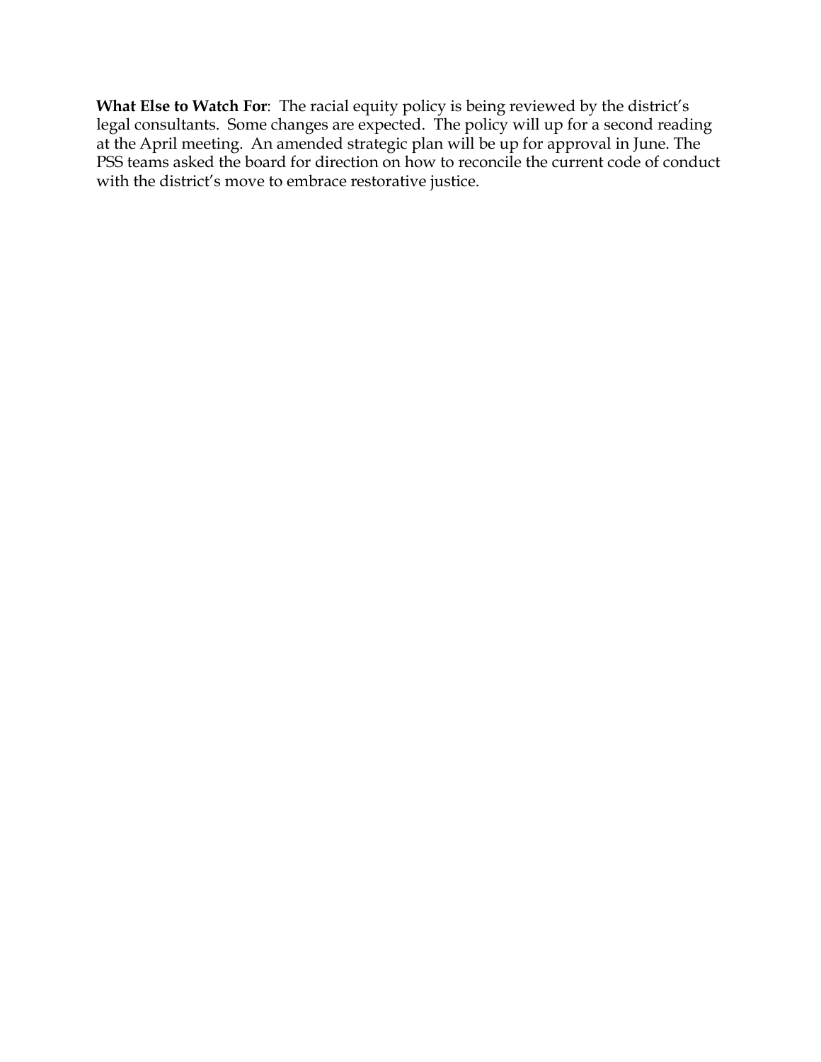**What Else to Watch For**: The racial equity policy is being reviewed by the district's legal consultants. Some changes are expected. The policy will up for a second reading at the April meeting. An amended strategic plan will be up for approval in June. The PSS teams asked the board for direction on how to reconcile the current code of conduct with the district's move to embrace restorative justice.